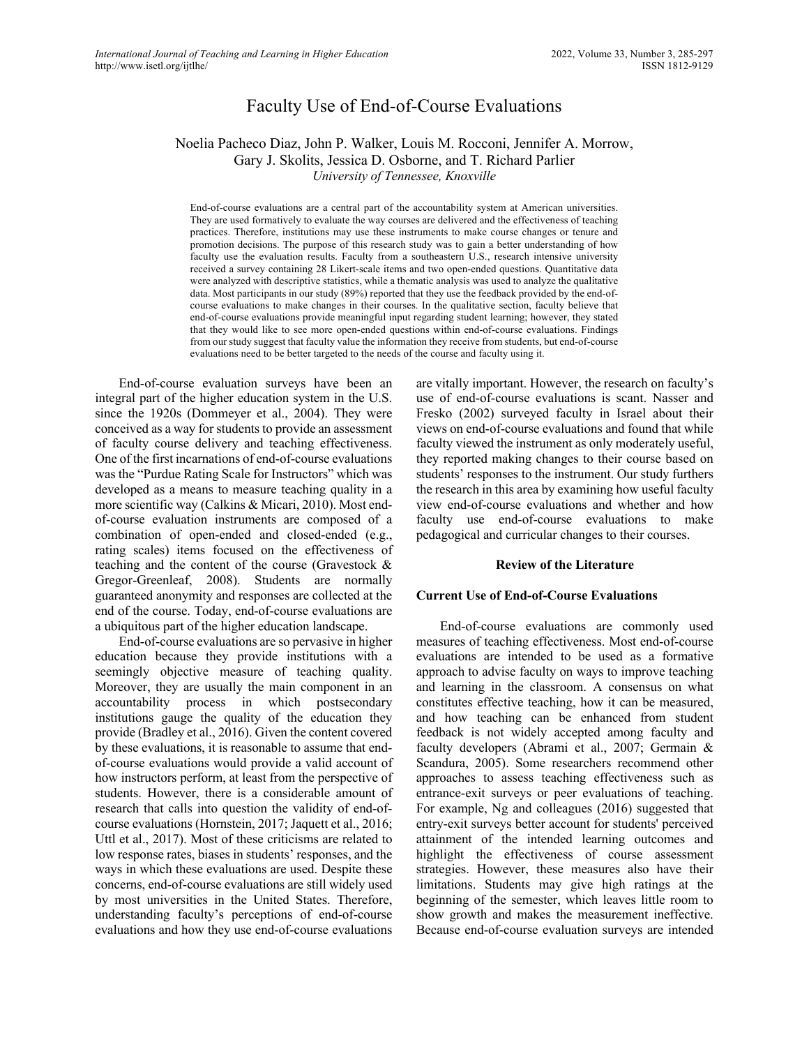# Faculty Use of End-of-Course Evaluations

Noelia Pacheco Diaz, John P. Walker, Louis M. Rocconi, Jennifer A. Morrow, Gary J. Skolits, Jessica D. Osborne, and T. Richard Parlier
*University of Tennessee, Knoxville*

End-of-course evaluations are a central part of the accountability system at American universities. They are used formatively to evaluate the way courses are delivered and the effectiveness of teaching practices. Therefore, institutions may use these instruments to make course changes or tenure and promotion decisions. The purpose of this research study was to gain a better understanding of how faculty use the evaluation results. Faculty from a southeastern U.S., research intensive university received a survey containing 28 Likert-scale items and two open-ended questions. Quantitative data were analyzed with descriptive statistics, while a thematic analysis was used to analyze the qualitative data. Most participants in our study (89%) reported that they use the feedback provided by the end-of-course evaluations to make changes in their courses. In the qualitative section, faculty believe that end-of-course evaluations provide meaningful input regarding student learning; however, they stated that they would like to see more open-ended questions within end-of-course evaluations. Findings from our study suggest that faculty value the information they receive from students, but end-of-course evaluations need to be better targeted to the needs of the course and faculty using it.

End-of-course evaluation surveys have been an integral part of the higher education system in the U.S. since the 1920s (Dommeyer et al., 2004). They were conceived as a way for students to provide an assessment of faculty course delivery and teaching effectiveness. One of the first incarnations of end-of-course evaluations was the "Purdue Rating Scale for Instructors" which was developed as a means to measure teaching quality in a more scientific way (Calkins & Micari, 2010). Most end-of-course evaluation instruments are composed of a combination of open-ended and closed-ended (e.g., rating scales) items focused on the effectiveness of teaching and the content of the course (Gravestock & Gregor-Greenleaf, 2008). Students are normally guaranteed anonymity and responses are collected at the end of the course. Today, end-of-course evaluations are a ubiquitous part of the higher education landscape.

End-of-course evaluations are so pervasive in higher education because they provide institutions with a seemingly objective measure of teaching quality. Moreover, they are usually the main component in an accountability process in which postsecondary institutions gauge the quality of the education they provide (Bradley et al., 2016). Given the content covered by these evaluations, it is reasonable to assume that end-of-course evaluations would provide a valid account of how instructors perform, at least from the perspective of students. However, there is a considerable amount of research that calls into question the validity of end-of-course evaluations (Hornstein, 2017; Jaquett et al., 2016; Uttl et al., 2017). Most of these criticisms are related to low response rates, biases in students' responses, and the ways in which these evaluations are used. Despite these concerns, end-of-course evaluations are still widely used by most universities in the United States. Therefore, understanding faculty's perceptions of end-of-course evaluations and how they use end-of-course evaluations are vitally important. However, the research on faculty's use of end-of-course evaluations is scant. Nasser and Fresko (2002) surveyed faculty in Israel about their views on end-of-course evaluations and found that while faculty viewed the instrument as only moderately useful, they reported making changes to their course based on students' responses to the instrument. Our study furthers the research in this area by examining how useful faculty view end-of-course evaluations and whether and how faculty use end-of-course evaluations to make pedagogical and curricular changes to their courses.

## Review of the Literature

### Current Use of End-of-Course Evaluations

End-of-course evaluations are commonly used measures of teaching effectiveness. Most end-of-course evaluations are intended to be used as a formative approach to advise faculty on ways to improve teaching and learning in the classroom. A consensus on what constitutes effective teaching, how it can be measured, and how teaching can be enhanced from student feedback is not widely accepted among faculty and faculty developers (Abrami et al., 2007; Germain & Scandura, 2005). Some researchers recommend other approaches to assess teaching effectiveness such as entrance-exit surveys or peer evaluations of teaching. For example, Ng and colleagues (2016) suggested that entry-exit surveys better account for students' perceived attainment of the intended learning outcomes and highlight the effectiveness of course assessment strategies. However, these measures also have their limitations. Students may give high ratings at the beginning of the semester, which leaves little room to show growth and makes the measurement ineffective. Because end-of-course evaluation surveys are intended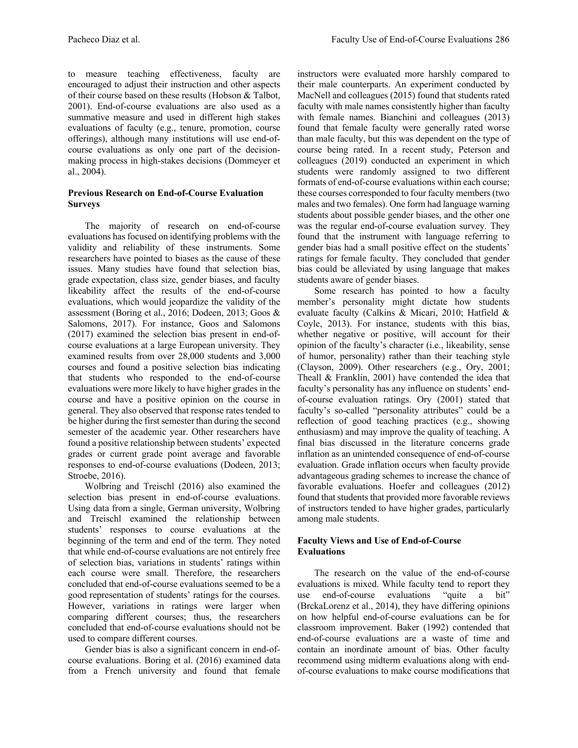to measure teaching effectiveness, faculty are encouraged to adjust their instruction and other aspects of their course based on these results (Hobson & Talbot, 2001). End-of-course evaluations are also used as a summative measure and used in different high stakes evaluations of faculty (e.g., tenure, promotion, course offerings), although many institutions will use end-of-course evaluations as only one part of the decision-making process in high-stakes decisions (Dommeyer et al., 2004).

### Previous Research on End-of-Course Evaluation Surveys

The majority of research on end-of-course evaluations has focused on identifying problems with the validity and reliability of these instruments. Some researchers have pointed to biases as the cause of these issues. Many studies have found that selection bias, grade expectation, class size, gender biases, and faculty likeability affect the results of the end-of-course evaluations, which would jeopardize the validity of the assessment (Boring et al., 2016; Dodeen, 2013; Goos & Salomons, 2017). For instance, Goos and Salomons (2017) examined the selection bias present in end-of-course evaluations at a large European university. They examined results from over 28,000 students and 3,000 courses and found a positive selection bias indicating that students who responded to the end-of-course evaluations were more likely to have higher grades in the course and have a positive opinion on the course in general. They also observed that response rates tended to be higher during the first semester than during the second semester of the academic year. Other researchers have found a positive relationship between students' expected grades or current grade point average and favorable responses to end-of-course evaluations (Dodeen, 2013; Stroebe, 2016).

Wolbring and Treischl (2016) also examined the selection bias present in end-of-course evaluations. Using data from a single, German university, Wolbring and Treischl examined the relationship between students' responses to course evaluations at the beginning of the term and end of the term. They noted that while end-of-course evaluations are not entirely free of selection bias, variations in students' ratings within each course were small. Therefore, the researchers concluded that end-of-course evaluations seemed to be a good representation of students' ratings for the courses. However, variations in ratings were larger when comparing different courses; thus, the researchers concluded that end-of-course evaluations should not be used to compare different courses.

Gender bias is also a significant concern in end-of-course evaluations. Boring et al. (2016) examined data from a French university and found that female instructors were evaluated more harshly compared to their male counterparts. An experiment conducted by MacNell and colleagues (2015) found that students rated faculty with male names consistently higher than faculty with female names. Bianchini and colleagues (2013) found that female faculty were generally rated worse than male faculty, but this was dependent on the type of course being rated. In a recent study, Peterson and colleagues (2019) conducted an experiment in which students were randomly assigned to two different formats of end-of-course evaluations within each course; these courses corresponded to four faculty members (two males and two females). One form had language warning students about possible gender biases, and the other one was the regular end-of-course evaluation survey. They found that the instrument with language referring to gender bias had a small positive effect on the students' ratings for female faculty. They concluded that gender bias could be alleviated by using language that makes students aware of gender biases.

Some research has pointed to how a faculty member's personality might dictate how students evaluate faculty (Calkins & Micari, 2010; Hatfield & Coyle, 2013). For instance, students with this bias, whether negative or positive, will account for their opinion of the faculty's character (i.e., likeability, sense of humor, personality) rather than their teaching style (Clayson, 2009). Other researchers (e.g., Ory, 2001; Theall & Franklin, 2001) have contended the idea that faculty's personality has any influence on students' end-of-course evaluation ratings. Ory (2001) stated that faculty's so-called "personality attributes" could be a reflection of good teaching practices (e.g., showing enthusiasm) and may improve the quality of teaching. A final bias discussed in the literature concerns grade inflation as an unintended consequence of end-of-course evaluation. Grade inflation occurs when faculty provide advantageous grading schemes to increase the chance of favorable evaluations. Hoefer and colleagues (2012) found that students that provided more favorable reviews of instructors tended to have higher grades, particularly among male students.

### Faculty Views and Use of End-of-Course Evaluations

The research on the value of the end-of-course evaluations is mixed. While faculty tend to report they use end-of-course evaluations "quite a bit" (BrckaLorenz et al., 2014), they have differing opinions on how helpful end-of-course evaluations can be for classroom improvement. Baker (1992) contended that end-of-course evaluations are a waste of time and contain an inordinate amount of bias. Other faculty recommend using midterm evaluations along with end-of-course evaluations to make course modifications that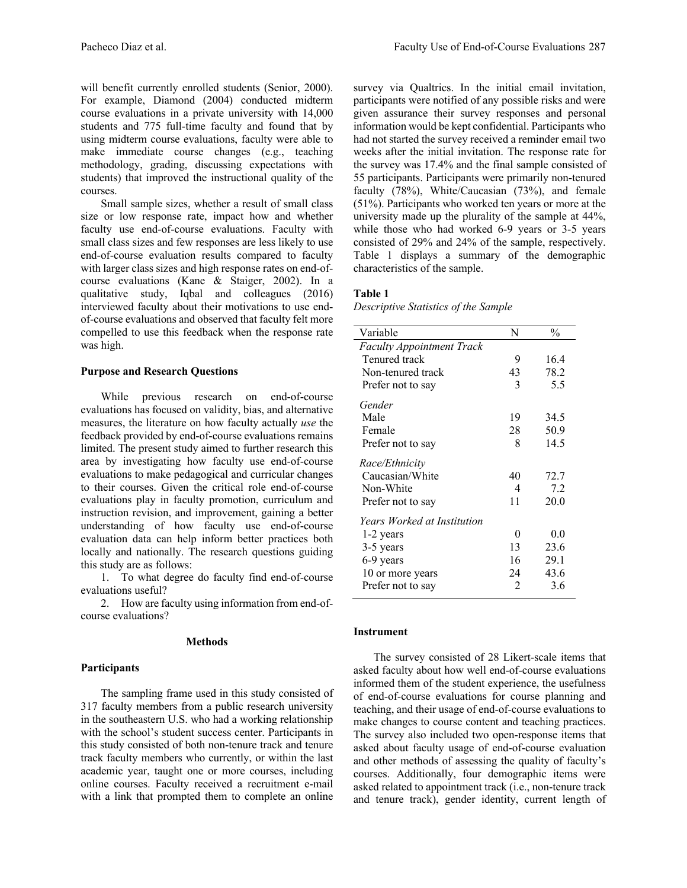will benefit currently enrolled students (Senior, 2000). For example, Diamond (2004) conducted midterm course evaluations in a private university with 14,000 students and 775 full-time faculty and found that by using midterm course evaluations, faculty were able to make immediate course changes (e.g., teaching methodology, grading, discussing expectations with students) that improved the instructional quality of the courses.

Small sample sizes, whether a result of small class size or low response rate, impact how and whether faculty use end-of-course evaluations. Faculty with small class sizes and few responses are less likely to use end-of-course evaluation results compared to faculty with larger class sizes and high response rates on end-of-course evaluations (Kane & Staiger, 2002). In a qualitative study, Iqbal and colleagues (2016) interviewed faculty about their motivations to use end-of-course evaluations and observed that faculty felt more compelled to use this feedback when the response rate was high.

### Purpose and Research Questions

While previous research on end-of-course evaluations has focused on validity, bias, and alternative measures, the literature on how faculty actually *use* the feedback provided by end-of-course evaluations remains limited. The present study aimed to further research this area by investigating how faculty use end-of-course evaluations to make pedagogical and curricular changes to their courses. Given the critical role end-of-course evaluations play in faculty promotion, curriculum and instruction revision, and improvement, gaining a better understanding of how faculty use end-of-course evaluation data can help inform better practices both locally and nationally. The research questions guiding this study are as follows:

1. To what degree do faculty find end-of-course evaluations useful?
2. How are faculty using information from end-of-course evaluations?

## Methods

### Participants

The sampling frame used in this study consisted of 317 faculty members from a public research university in the southeastern U.S. who had a working relationship with the school's student success center. Participants in this study consisted of both non-tenure track and tenure track faculty members who currently, or within the last academic year, taught one or more courses, including online courses. Faculty received a recruitment e-mail with a link that prompted them to complete an online survey via Qualtrics. In the initial email invitation, participants were notified of any possible risks and were given assurance their survey responses and personal information would be kept confidential. Participants who had not started the survey received a reminder email two weeks after the initial invitation. The response rate for the survey was 17.4% and the final sample consisted of 55 participants. Participants were primarily non-tenured faculty (78%), White/Caucasian (73%), and female (51%). Participants who worked ten years or more at the university made up the plurality of the sample at 44%, while those who had worked 6-9 years or 3-5 years consisted of 29% and 24% of the sample, respectively. Table 1 displays a summary of the demographic characteristics of the sample.

**Table 1**

*Descriptive Statistics of the Sample*

| Variable | N | % |
|---|---|---|
| *Faculty Appointment Track* | | |
| Tenured track | 9 | 16.4 |
| Non-tenured track | 43 | 78.2 |
| Prefer not to say | 3 | 5.5 |
| *Gender* | | |
| Male | 19 | 34.5 |
| Female | 28 | 50.9 |
| Prefer not to say | 8 | 14.5 |
| *Race/Ethnicity* | | |
| Caucasian/White | 40 | 72.7 |
| Non-White | 4 | 7.2 |
| Prefer not to say | 11 | 20.0 |
| *Years Worked at Institution* | | |
| 1-2 years | 0 | 0.0 |
| 3-5 years | 13 | 23.6 |
| 6-9 years | 16 | 29.1 |
| 10 or more years | 24 | 43.6 |
| Prefer not to say | 2 | 3.6 |

### Instrument

The survey consisted of 28 Likert-scale items that asked faculty about how well end-of-course evaluations informed them of the student experience, the usefulness of end-of-course evaluations for course planning and teaching, and their usage of end-of-course evaluations to make changes to course content and teaching practices. The survey also included two open-response items that asked about faculty usage of end-of-course evaluation and other methods of assessing the quality of faculty's courses. Additionally, four demographic items were asked related to appointment track (i.e., non-tenure track and tenure track), gender identity, current length of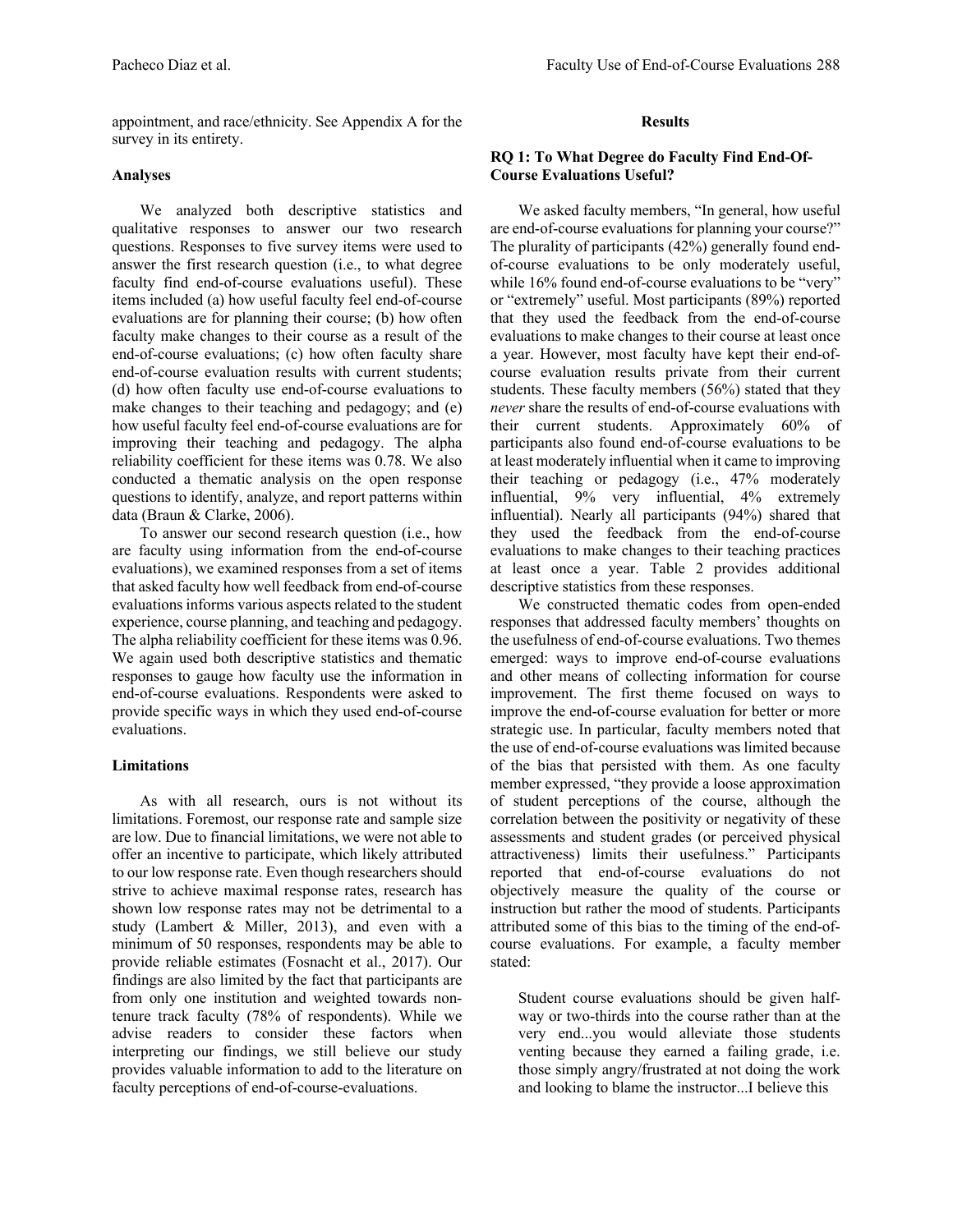appointment, and race/ethnicity. See Appendix A for the survey in its entirety.

### Analyses

We analyzed both descriptive statistics and qualitative responses to answer our two research questions. Responses to five survey items were used to answer the first research question (i.e., to what degree faculty find end-of-course evaluations useful). These items included (a) how useful faculty feel end-of-course evaluations are for planning their course; (b) how often faculty make changes to their course as a result of the end-of-course evaluations; (c) how often faculty share end-of-course evaluation results with current students; (d) how often faculty use end-of-course evaluations to make changes to their teaching and pedagogy; and (e) how useful faculty feel end-of-course evaluations are for improving their teaching and pedagogy. The alpha reliability coefficient for these items was 0.78. We also conducted a thematic analysis on the open response questions to identify, analyze, and report patterns within data (Braun & Clarke, 2006).

To answer our second research question (i.e., how are faculty using information from the end-of-course evaluations), we examined responses from a set of items that asked faculty how well feedback from end-of-course evaluations informs various aspects related to the student experience, course planning, and teaching and pedagogy. The alpha reliability coefficient for these items was 0.96. We again used both descriptive statistics and thematic responses to gauge how faculty use the information in end-of-course evaluations. Respondents were asked to provide specific ways in which they used end-of-course evaluations.

### Limitations

As with all research, ours is not without its limitations. Foremost, our response rate and sample size are low. Due to financial limitations, we were not able to offer an incentive to participate, which likely attributed to our low response rate. Even though researchers should strive to achieve maximal response rates, research has shown low response rates may not be detrimental to a study (Lambert & Miller, 2013), and even with a minimum of 50 responses, respondents may be able to provide reliable estimates (Fosnacht et al., 2017). Our findings are also limited by the fact that participants are from only one institution and weighted towards non-tenure track faculty (78% of respondents). While we advise readers to consider these factors when interpreting our findings, we still believe our study provides valuable information to add to the literature on faculty perceptions of end-of-course-evaluations.

## Results

### RQ 1: To What Degree do Faculty Find End-Of-Course Evaluations Useful?

We asked faculty members, "In general, how useful are end-of-course evaluations for planning your course?" The plurality of participants (42%) generally found end-of-course evaluations to be only moderately useful, while 16% found end-of-course evaluations to be "very" or "extremely" useful. Most participants (89%) reported that they used the feedback from the end-of-course evaluations to make changes to their course at least once a year. However, most faculty have kept their end-of-course evaluation results private from their current students. These faculty members (56%) stated that they *never* share the results of end-of-course evaluations with their current students. Approximately 60% of participants also found end-of-course evaluations to be at least moderately influential when it came to improving their teaching or pedagogy (i.e., 47% moderately influential, 9% very influential, 4% extremely influential). Nearly all participants (94%) shared that they used the feedback from the end-of-course evaluations to make changes to their teaching practices at least once a year. Table 2 provides additional descriptive statistics from these responses.

We constructed thematic codes from open-ended responses that addressed faculty members' thoughts on the usefulness of end-of-course evaluations. Two themes emerged: ways to improve end-of-course evaluations and other means of collecting information for course improvement. The first theme focused on ways to improve the end-of-course evaluation for better or more strategic use. In particular, faculty members noted that the use of end-of-course evaluations was limited because of the bias that persisted with them. As one faculty member expressed, "they provide a loose approximation of student perceptions of the course, although the correlation between the positivity or negativity of these assessments and student grades (or perceived physical attractiveness) limits their usefulness." Participants reported that end-of-course evaluations do not objectively measure the quality of the course or instruction but rather the mood of students. Participants attributed some of this bias to the timing of the end-of-course evaluations. For example, a faculty member stated:

> Student course evaluations should be given half-way or two-thirds into the course rather than at the very end...you would alleviate those students venting because they earned a failing grade, i.e. those simply angry/frustrated at not doing the work and looking to blame the instructor...I believe this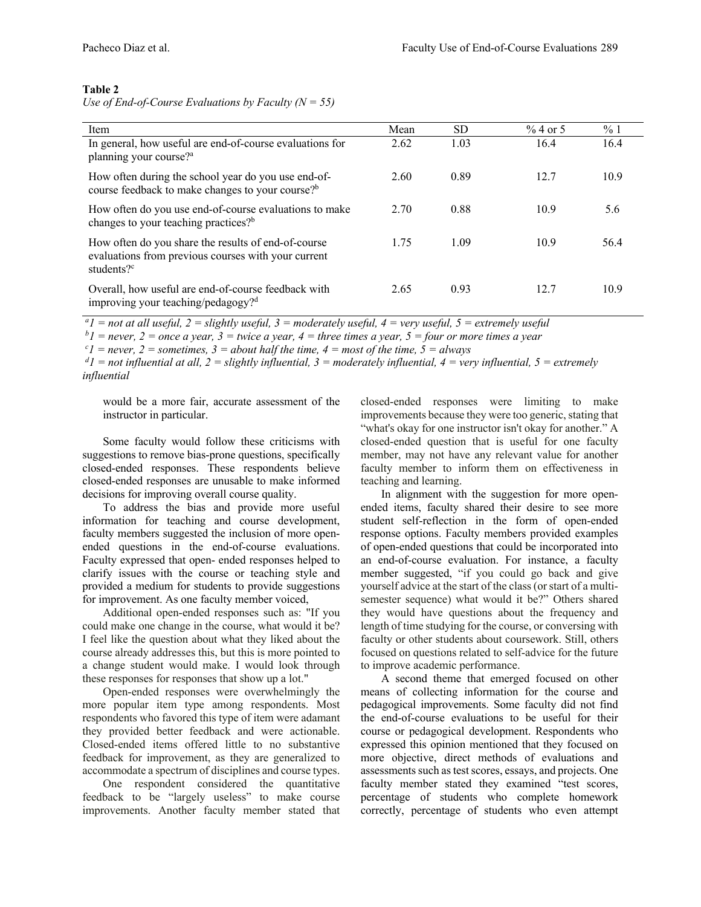**Table 2**
*Use of End-of-Course Evaluations by Faculty (N = 55)*

| Item | Mean | SD | % 4 or 5 | % 1 |
|---|---|---|---|---|
| In general, how useful are end-of-course evaluations for planning your course?[a] | 2.62 | 1.03 | 16.4 | 16.4 |
| How often during the school year do you use end-of-course feedback to make changes to your course?[b] | 2.60 | 0.89 | 12.7 | 10.9 |
| How often do you use end-of-course evaluations to make changes to your teaching practices?[b] | 2.70 | 0.88 | 10.9 | 5.6 |
| How often do you share the results of end-of-course evaluations from previous courses with your current students?[c] | 1.75 | 1.09 | 10.9 | 56.4 |
| Overall, how useful are end-of-course feedback with improving your teaching/pedagogy?[d] | 2.65 | 0.93 | 12.7 | 10.9 |

*[a]1 = not at all useful, 2 = slightly useful, 3 = moderately useful, 4 = very useful, 5 = extremely useful*
*[b]1 = never, 2 = once a year, 3 = twice a year, 4 = three times a year, 5 = four or more times a year*
*[c]1 = never, 2 = sometimes, 3 = about half the time, 4 = most of the time, 5 = always*
*[d]1 = not influential at all, 2 = slightly influential, 3 = moderately influential, 4 = very influential, 5 = extremely influential*

> would be a more fair, accurate assessment of the instructor in particular.

Some faculty would follow these criticisms with suggestions to remove bias-prone questions, specifically closed-ended responses. These respondents believe closed-ended responses are unusable to make informed decisions for improving overall course quality.

To address the bias and provide more useful information for teaching and course development, faculty members suggested the inclusion of more open-ended questions in the end-of-course evaluations. Faculty expressed that open- ended responses helped to clarify issues with the course or teaching style and provided a medium for students to provide suggestions for improvement. As one faculty member voiced,

Additional open-ended responses such as: "If you could make one change in the course, what would it be? I feel like the question about what they liked about the course already addresses this, but this is more pointed to a change student would make. I would look through these responses for responses that show up a lot."

Open-ended responses were overwhelmingly the more popular item type among respondents. Most respondents who favored this type of item were adamant they provided better feedback and were actionable. Closed-ended items offered little to no substantive feedback for improvement, as they are generalized to accommodate a spectrum of disciplines and course types.

One respondent considered the quantitative feedback to be "largely useless" to make course improvements. Another faculty member stated that closed-ended responses were limiting to make improvements because they were too generic, stating that "what's okay for one instructor isn't okay for another." A closed-ended question that is useful for one faculty member, may not have any relevant value for another faculty member to inform them on effectiveness in teaching and learning.

In alignment with the suggestion for more open-ended items, faculty shared their desire to see more student self-reflection in the form of open-ended response options. Faculty members provided examples of open-ended questions that could be incorporated into an end-of-course evaluation. For instance, a faculty member suggested, "if you could go back and give yourself advice at the start of the class (or start of a multi-semester sequence) what would it be?" Others shared they would have questions about the frequency and length of time studying for the course, or conversing with faculty or other students about coursework. Still, others focused on questions related to self-advice for the future to improve academic performance.

A second theme that emerged focused on other means of collecting information for the course and pedagogical improvements. Some faculty did not find the end-of-course evaluations to be useful for their course or pedagogical development. Respondents who expressed this opinion mentioned that they focused on more objective, direct methods of evaluations and assessments such as test scores, essays, and projects. One faculty member stated they examined "test scores, percentage of students who complete homework correctly, percentage of students who even attempt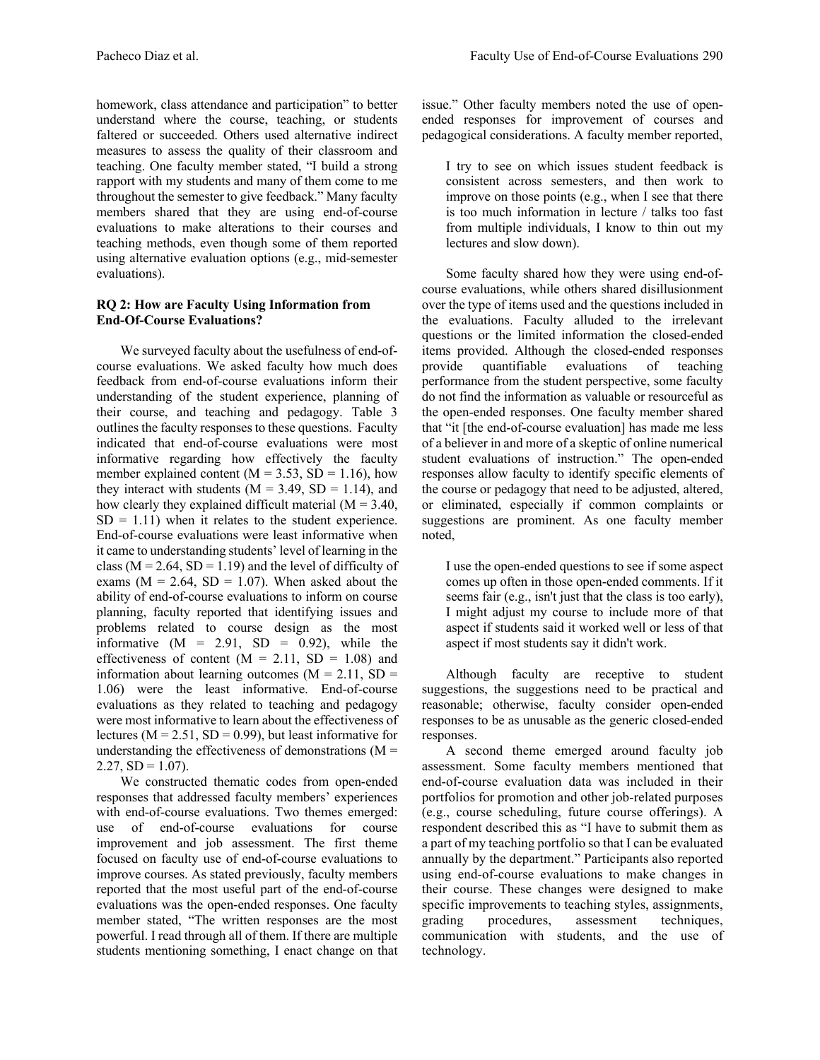homework, class attendance and participation" to better understand where the course, teaching, or students faltered or succeeded. Others used alternative indirect measures to assess the quality of their classroom and teaching. One faculty member stated, "I build a strong rapport with my students and many of them come to me throughout the semester to give feedback." Many faculty members shared that they are using end-of-course evaluations to make alterations to their courses and teaching methods, even though some of them reported using alternative evaluation options (e.g., mid-semester evaluations).

### RQ 2: How are Faculty Using Information from End-Of-Course Evaluations?

We surveyed faculty about the usefulness of end-of-course evaluations. We asked faculty how much does feedback from end-of-course evaluations inform their understanding of the student experience, planning of their course, and teaching and pedagogy. Table 3 outlines the faculty responses to these questions. Faculty indicated that end-of-course evaluations were most informative regarding how effectively the faculty member explained content ($M = 3.53$, $SD = 1.16$), how they interact with students ($M = 3.49$, $SD = 1.14$), and how clearly they explained difficult material ($M = 3.40$, $SD = 1.11$) when it relates to the student experience. End-of-course evaluations were least informative when it came to understanding students' level of learning in the class ($M = 2.64$, $SD = 1.19$) and the level of difficulty of exams ($M = 2.64$, $SD = 1.07$). When asked about the ability of end-of-course evaluations to inform on course planning, faculty reported that identifying issues and problems related to course design as the most informative ($M = 2.91$, $SD = 0.92$), while the effectiveness of content ($M = 2.11$, $SD = 1.08$) and information about learning outcomes ($M = 2.11$, $SD = 1.06$) were the least informative. End-of-course evaluations as they related to teaching and pedagogy were most informative to learn about the effectiveness of lectures ($M = 2.51$, $SD = 0.99$), but least informative for understanding the effectiveness of demonstrations ($M = 2.27$, $SD = 1.07$).

We constructed thematic codes from open-ended responses that addressed faculty members' experiences with end-of-course evaluations. Two themes emerged: use of end-of-course evaluations for course improvement and job assessment. The first theme focused on faculty use of end-of-course evaluations to improve courses. As stated previously, faculty members reported that the most useful part of the end-of-course evaluations was the open-ended responses. One faculty member stated, "The written responses are the most powerful. I read through all of them. If there are multiple students mentioning something, I enact change on that issue." Other faculty members noted the use of open-ended responses for improvement of courses and pedagogical considerations. A faculty member reported,

> I try to see on which issues student feedback is consistent across semesters, and then work to improve on those points (e.g., when I see that there is too much information in lecture / talks too fast from multiple individuals, I know to thin out my lectures and slow down).

Some faculty shared how they were using end-of-course evaluations, while others shared disillusionment over the type of items used and the questions included in the evaluations. Faculty alluded to the irrelevant questions or the limited information the closed-ended items provided. Although the closed-ended responses provide quantifiable evaluations of teaching performance from the student perspective, some faculty do not find the information as valuable or resourceful as the open-ended responses. One faculty member shared that "it [the end-of-course evaluation] has made me less of a believer in and more of a skeptic of online numerical student evaluations of instruction." The open-ended responses allow faculty to identify specific elements of the course or pedagogy that need to be adjusted, altered, or eliminated, especially if common complaints or suggestions are prominent. As one faculty member noted,

> I use the open-ended questions to see if some aspect comes up often in those open-ended comments. If it seems fair (e.g., isn't just that the class is too early), I might adjust my course to include more of that aspect if students said it worked well or less of that aspect if most students say it didn't work.

Although faculty are receptive to student suggestions, the suggestions need to be practical and reasonable; otherwise, faculty consider open-ended responses to be as unusable as the generic closed-ended responses.

A second theme emerged around faculty job assessment. Some faculty members mentioned that end-of-course evaluation data was included in their portfolios for promotion and other job-related purposes (e.g., course scheduling, future course offerings). A respondent described this as "I have to submit them as a part of my teaching portfolio so that I can be evaluated annually by the department." Participants also reported using end-of-course evaluations to make changes in their course. These changes were designed to make specific improvements to teaching styles, assignments, grading procedures, assessment techniques, communication with students, and the use of technology.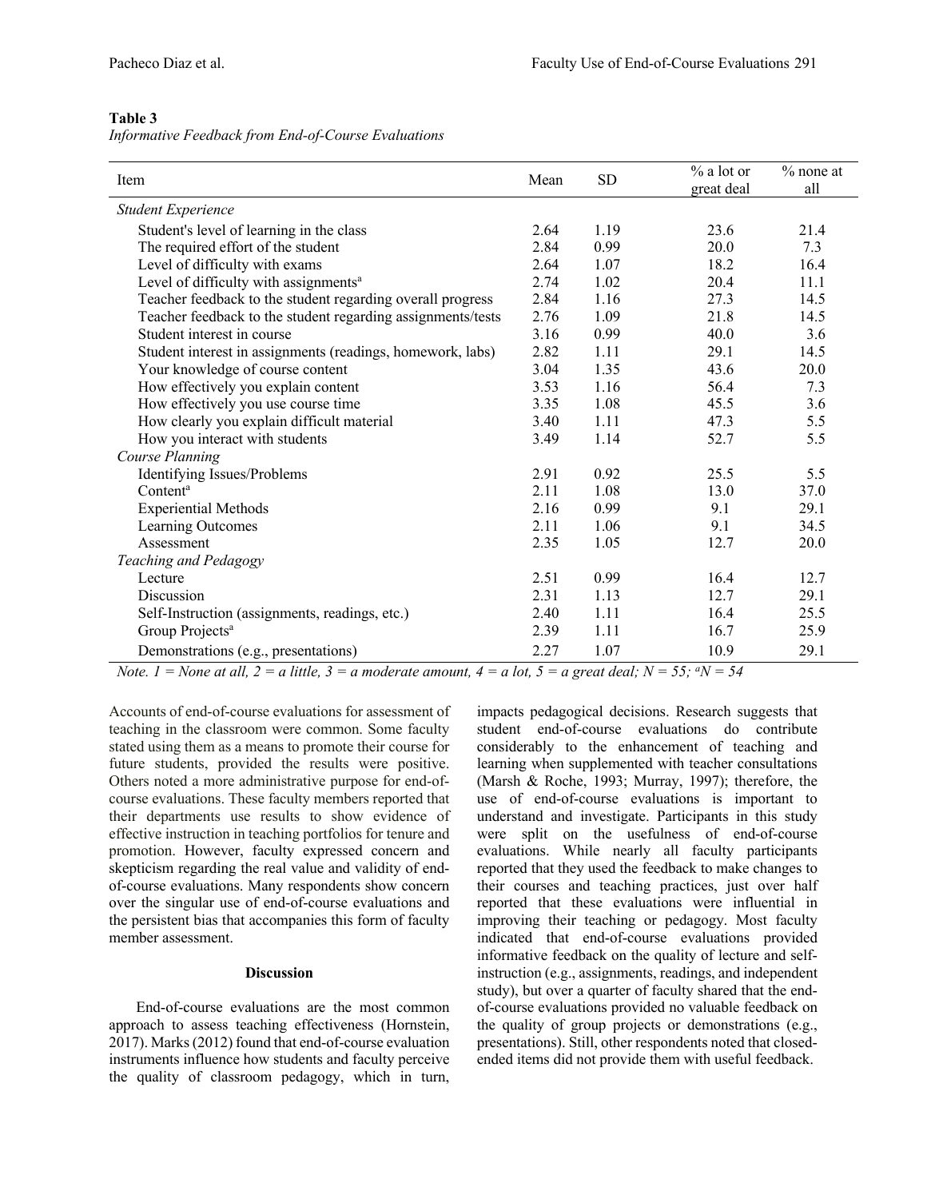**Table 3**
*Informative Feedback from End-of-Course Evaluations*

| Item | Mean | SD | % a lot or great deal | % none at all |
|---|---|---|---|---|
| *Student Experience* | | | | |
| Student's level of learning in the class | 2.64 | 1.19 | 23.6 | 21.4 |
| The required effort of the student | 2.84 | 0.99 | 20.0 | 7.3 |
| Level of difficulty with exams | 2.64 | 1.07 | 18.2 | 16.4 |
| Level of difficulty with assignments[a] | 2.74 | 1.02 | 20.4 | 11.1 |
| Teacher feedback to the student regarding overall progress | 2.84 | 1.16 | 27.3 | 14.5 |
| Teacher feedback to the student regarding assignments/tests | 2.76 | 1.09 | 21.8 | 14.5 |
| Student interest in course | 3.16 | 0.99 | 40.0 | 3.6 |
| Student interest in assignments (readings, homework, labs) | 2.82 | 1.11 | 29.1 | 14.5 |
| Your knowledge of course content | 3.04 | 1.35 | 43.6 | 20.0 |
| How effectively you explain content | 3.53 | 1.16 | 56.4 | 7.3 |
| How effectively you use course time | 3.35 | 1.08 | 45.5 | 3.6 |
| How clearly you explain difficult material | 3.40 | 1.11 | 47.3 | 5.5 |
| How you interact with students | 3.49 | 1.14 | 52.7 | 5.5 |
| *Course Planning* | | | | |
| Identifying Issues/Problems | 2.91 | 0.92 | 25.5 | 5.5 |
| Content[a] | 2.11 | 1.08 | 13.0 | 37.0 |
| Experiential Methods | 2.16 | 0.99 | 9.1 | 29.1 |
| Learning Outcomes | 2.11 | 1.06 | 9.1 | 34.5 |
| Assessment | 2.35 | 1.05 | 12.7 | 20.0 |
| *Teaching and Pedagogy* | | | | |
| Lecture | 2.51 | 0.99 | 16.4 | 12.7 |
| Discussion | 2.31 | 1.13 | 12.7 | 29.1 |
| Self-Instruction (assignments, readings, etc.) | 2.40 | 1.11 | 16.4 | 25.5 |
| Group Projects[a] | 2.39 | 1.11 | 16.7 | 25.9 |
| Demonstrations (e.g., presentations) | 2.27 | 1.07 | 10.9 | 29.1 |

*Note. 1 = None at all, 2 = a little, 3 = a moderate amount, 4 = a lot, 5 = a great deal; N = 55; [a]N = 54*

Accounts of end-of-course evaluations for assessment of teaching in the classroom were common. Some faculty stated using them as a means to promote their course for future students, provided the results were positive. Others noted a more administrative purpose for end-of-course evaluations. These faculty members reported that their departments use results to show evidence of effective instruction in teaching portfolios for tenure and promotion. However, faculty expressed concern and skepticism regarding the real value and validity of end-of-course evaluations. Many respondents show concern over the singular use of end-of-course evaluations and the persistent bias that accompanies this form of faculty member assessment.

## Discussion

End-of-course evaluations are the most common approach to assess teaching effectiveness (Hornstein, 2017). Marks (2012) found that end-of-course evaluation instruments influence how students and faculty perceive the quality of classroom pedagogy, which in turn, impacts pedagogical decisions. Research suggests that student end-of-course evaluations do contribute considerably to the enhancement of teaching and learning when supplemented with teacher consultations (Marsh & Roche, 1993; Murray, 1997); therefore, the use of end-of-course evaluations is important to understand and investigate. Participants in this study were split on the usefulness of end-of-course evaluations. While nearly all faculty participants reported that they used the feedback to make changes to their courses and teaching practices, just over half reported that these evaluations were influential in improving their teaching or pedagogy. Most faculty indicated that end-of-course evaluations provided informative feedback on the quality of lecture and self-instruction (e.g., assignments, readings, and independent study), but over a quarter of faculty shared that the end-of-course evaluations provided no valuable feedback on the quality of group projects or demonstrations (e.g., presentations). Still, other respondents noted that closed-ended items did not provide them with useful feedback.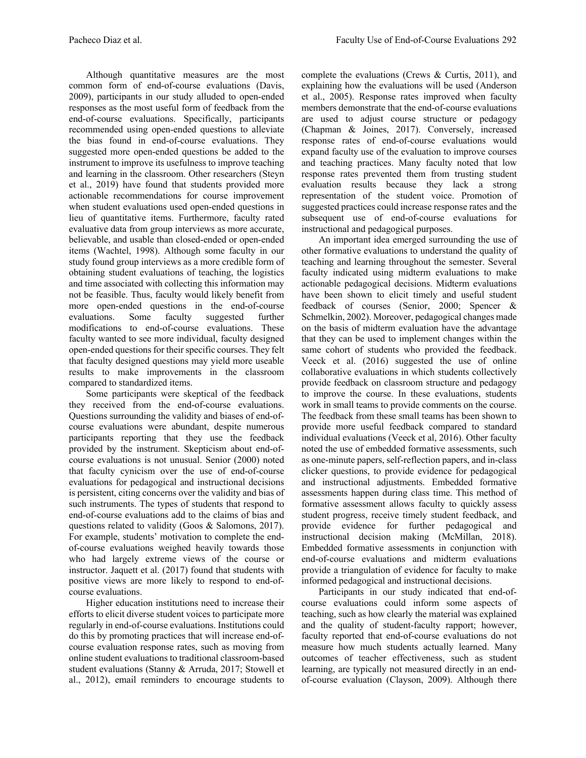Although quantitative measures are the most common form of end-of-course evaluations (Davis, 2009), participants in our study alluded to open-ended responses as the most useful form of feedback from the end-of-course evaluations. Specifically, participants recommended using open-ended questions to alleviate the bias found in end-of-course evaluations. They suggested more open-ended questions be added to the instrument to improve its usefulness to improve teaching and learning in the classroom. Other researchers (Steyn et al., 2019) have found that students provided more actionable recommendations for course improvement when student evaluations used open-ended questions in lieu of quantitative items. Furthermore, faculty rated evaluative data from group interviews as more accurate, believable, and usable than closed-ended or open-ended items (Wachtel, 1998). Although some faculty in our study found group interviews as a more credible form of obtaining student evaluations of teaching, the logistics and time associated with collecting this information may not be feasible. Thus, faculty would likely benefit from more open-ended questions in the end-of-course evaluations. Some faculty suggested further modifications to end-of-course evaluations. These faculty wanted to see more individual, faculty designed open-ended questions for their specific courses. They felt that faculty designed questions may yield more useable results to make improvements in the classroom compared to standardized items.

Some participants were skeptical of the feedback they received from the end-of-course evaluations. Questions surrounding the validity and biases of end-of-course evaluations were abundant, despite numerous participants reporting that they use the feedback provided by the instrument. Skepticism about end-of-course evaluations is not unusual. Senior (2000) noted that faculty cynicism over the use of end-of-course evaluations for pedagogical and instructional decisions is persistent, citing concerns over the validity and bias of such instruments. The types of students that respond to end-of-course evaluations add to the claims of bias and questions related to validity (Goos & Salomons, 2017). For example, students' motivation to complete the end-of-course evaluations weighed heavily towards those who had largely extreme views of the course or instructor. Jaquett et al. (2017) found that students with positive views are more likely to respond to end-of-course evaluations.

Higher education institutions need to increase their efforts to elicit diverse student voices to participate more regularly in end-of-course evaluations. Institutions could do this by promoting practices that will increase end-of-course evaluation response rates, such as moving from online student evaluations to traditional classroom-based student evaluations (Stanny & Arruda, 2017; Stowell et al., 2012), email reminders to encourage students to complete the evaluations (Crews & Curtis, 2011), and explaining how the evaluations will be used (Anderson et al., 2005). Response rates improved when faculty members demonstrate that the end-of-course evaluations are used to adjust course structure or pedagogy (Chapman & Joines, 2017). Conversely, increased response rates of end-of-course evaluations would expand faculty use of the evaluation to improve courses and teaching practices. Many faculty noted that low response rates prevented them from trusting student evaluation results because they lack a strong representation of the student voice. Promotion of suggested practices could increase response rates and the subsequent use of end-of-course evaluations for instructional and pedagogical purposes.

An important idea emerged surrounding the use of other formative evaluations to understand the quality of teaching and learning throughout the semester. Several faculty indicated using midterm evaluations to make actionable pedagogical decisions. Midterm evaluations have been shown to elicit timely and useful student feedback of courses (Senior, 2000; Spencer & Schmelkin, 2002). Moreover, pedagogical changes made on the basis of midterm evaluation have the advantage that they can be used to implement changes within the same cohort of students who provided the feedback. Veeck et al. (2016) suggested the use of online collaborative evaluations in which students collectively provide feedback on classroom structure and pedagogy to improve the course. In these evaluations, students work in small teams to provide comments on the course. The feedback from these small teams has been shown to provide more useful feedback compared to standard individual evaluations (Veeck et al, 2016). Other faculty noted the use of embedded formative assessments, such as one-minute papers, self-reflection papers, and in-class clicker questions, to provide evidence for pedagogical and instructional adjustments. Embedded formative assessments happen during class time. This method of formative assessment allows faculty to quickly assess student progress, receive timely student feedback, and provide evidence for further pedagogical and instructional decision making (McMillan, 2018). Embedded formative assessments in conjunction with end-of-course evaluations and midterm evaluations provide a triangulation of evidence for faculty to make informed pedagogical and instructional decisions.

Participants in our study indicated that end-of-course evaluations could inform some aspects of teaching, such as how clearly the material was explained and the quality of student-faculty rapport; however, faculty reported that end-of-course evaluations do not measure how much students actually learned. Many outcomes of teacher effectiveness, such as student learning, are typically not measured directly in an end-of-course evaluation (Clayson, 2009). Although there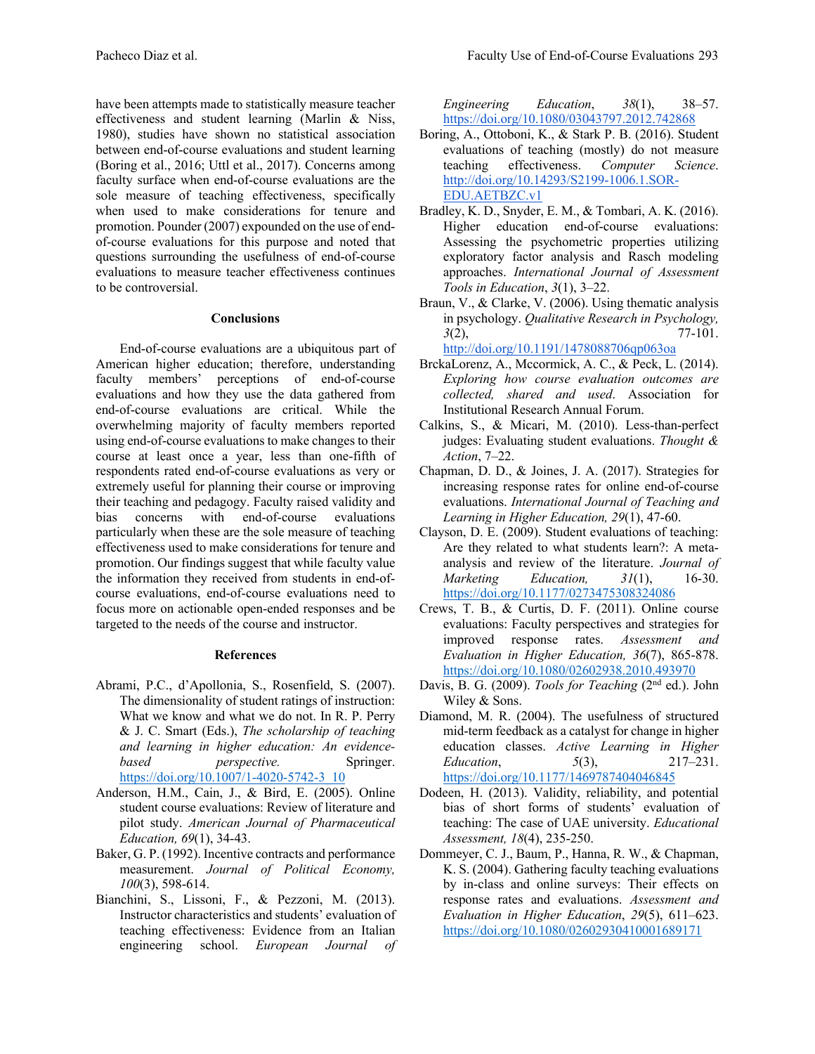have been attempts made to statistically measure teacher effectiveness and student learning (Marlin & Niss, 1980), studies have shown no statistical association between end-of-course evaluations and student learning (Boring et al., 2016; Uttl et al., 2017). Concerns among faculty surface when end-of-course evaluations are the sole measure of teaching effectiveness, specifically when used to make considerations for tenure and promotion. Pounder (2007) expounded on the use of end-of-course evaluations for this purpose and noted that questions surrounding the usefulness of end-of-course evaluations to measure teacher effectiveness continues to be controversial.

## Conclusions

End-of-course evaluations are a ubiquitous part of American higher education; therefore, understanding faculty members' perceptions of end-of-course evaluations and how they use the data gathered from end-of-course evaluations are critical. While the overwhelming majority of faculty members reported using end-of-course evaluations to make changes to their course at least once a year, less than one-fifth of respondents rated end-of-course evaluations as very or extremely useful for planning their course or improving their teaching and pedagogy. Faculty raised validity and bias concerns with end-of-course evaluations particularly when these are the sole measure of teaching effectiveness used to make considerations for tenure and promotion. Our findings suggest that while faculty value the information they received from students in end-of-course evaluations, end-of-course evaluations need to focus more on actionable open-ended responses and be targeted to the needs of the course and instructor.

## References

Abrami, P.C., d'Apollonia, S., Rosenfield, S. (2007). The dimensionality of student ratings of instruction: What we know and what we do not. In R. P. Perry & J. C. Smart (Eds.), *The scholarship of teaching and learning in higher education: An evidence-based perspective.* Springer. https://doi.org/10.1007/1-4020-5742-3_10

Anderson, H.M., Cain, J., & Bird, E. (2005). Online student course evaluations: Review of literature and pilot study. *American Journal of Pharmaceutical Education, 69*(1), 34-43.

Baker, G. P. (1992). Incentive contracts and performance measurement. *Journal of Political Economy, 100*(3), 598-614.

Bianchini, S., Lissoni, F., & Pezzoni, M. (2013). Instructor characteristics and students' evaluation of teaching effectiveness: Evidence from an Italian engineering school. *European Journal of Engineering Education*, *38*(1), 38–57. https://doi.org/10.1080/03043797.2012.742868

Boring, A., Ottoboni, K., & Stark P. B. (2016). Student evaluations of teaching (mostly) do not measure teaching effectiveness. *Computer Science*. http://doi.org/10.14293/S2199-1006.1.SOR-EDU.AETBZC.v1

Bradley, K. D., Snyder, E. M., & Tombari, A. K. (2016). Higher education end-of-course evaluations: Assessing the psychometric properties utilizing exploratory factor analysis and Rasch modeling approaches. *International Journal of Assessment Tools in Education*, *3*(1), 3–22.

Braun, V., & Clarke, V. (2006). Using thematic analysis in psychology. *Qualitative Research in Psychology, 3*(2), 77-101. http://doi.org/10.1191/1478088706qp063oa

BrckaLorenz, A., Mccormick, A. C., & Peck, L. (2014). *Exploring how course evaluation outcomes are collected, shared and used*. Association for Institutional Research Annual Forum.

Calkins, S., & Micari, M. (2010). Less-than-perfect judges: Evaluating student evaluations. *Thought & Action*, 7–22.

Chapman, D. D., & Joines, J. A. (2017). Strategies for increasing response rates for online end-of-course evaluations. *International Journal of Teaching and Learning in Higher Education, 29*(1), 47-60.

Clayson, D. E. (2009). Student evaluations of teaching: Are they related to what students learn?: A meta-analysis and review of the literature. *Journal of Marketing Education, 31*(1), 16-30. https://doi.org/10.1177/0273475308324086

Crews, T. B., & Curtis, D. F. (2011). Online course evaluations: Faculty perspectives and strategies for improved response rates. *Assessment and Evaluation in Higher Education, 36*(7), 865-878. https://doi.org/10.1080/02602938.2010.493970

Davis, B. G. (2009). *Tools for Teaching* (2nd ed.). John Wiley & Sons.

Diamond, M. R. (2004). The usefulness of structured mid-term feedback as a catalyst for change in higher education classes. *Active Learning in Higher Education*, *5*(3), 217–231. https://doi.org/10.1177/1469787404046845

Dodeen, H. (2013). Validity, reliability, and potential bias of short forms of students' evaluation of teaching: The case of UAE university. *Educational Assessment, 18*(4), 235-250.

Dommeyer, C. J., Baum, P., Hanna, R. W., & Chapman, K. S. (2004). Gathering faculty teaching evaluations by in-class and online surveys: Their effects on response rates and evaluations. *Assessment and Evaluation in Higher Education*, *29*(5), 611–623. https://doi.org/10.1080/02602930410001689171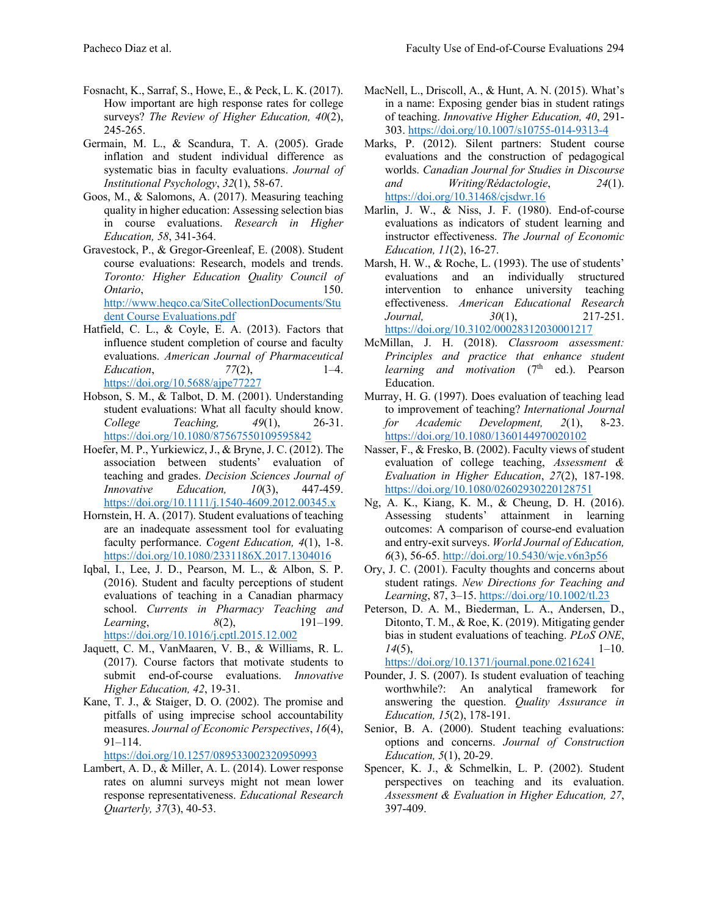Fosnacht, K., Sarraf, S., Howe, E., & Peck, L. K. (2017). How important are high response rates for college surveys? *The Review of Higher Education, 40*(2), 245-265.

Germain, M. L., & Scandura, T. A. (2005). Grade inflation and student individual difference as systematic bias in faculty evaluations. *Journal of Institutional Psychology*, *32*(1), 58-67.

Goos, M., & Salomons, A. (2017). Measuring teaching quality in higher education: Assessing selection bias in course evaluations. *Research in Higher Education, 58*, 341-364.

Gravestock, P., & Gregor-Greenleaf, E. (2008). Student course evaluations: Research, models and trends. *Toronto: Higher Education Quality Council of Ontario*, 150. http://www.heqco.ca/SiteCollectionDocuments/Student Course Evaluations.pdf

Hatfield, C. L., & Coyle, E. A. (2013). Factors that influence student completion of course and faculty evaluations. *American Journal of Pharmaceutical Education*, *77*(2), 1–4. https://doi.org/10.5688/ajpe77227

Hobson, S. M., & Talbot, D. M. (2001). Understanding student evaluations: What all faculty should know. *College Teaching, 49*(1), 26-31. https://doi.org/10.1080/87567550109595842

Hoefer, M. P., Yurkiewicz, J., & Bryne, J. C. (2012). The association between students' evaluation of teaching and grades. *Decision Sciences Journal of Innovative Education, 10*(3), 447-459. https://doi.org/10.1111/j.1540-4609.2012.00345.x

Hornstein, H. A. (2017). Student evaluations of teaching are an inadequate assessment tool for evaluating faculty performance. *Cogent Education, 4*(1), 1-8. https://doi.org/10.1080/2331186X.2017.1304016

Iqbal, I., Lee, J. D., Pearson, M. L., & Albon, S. P. (2016). Student and faculty perceptions of student evaluations of teaching in a Canadian pharmacy school. *Currents in Pharmacy Teaching and Learning*, *8*(2), 191–199. https://doi.org/10.1016/j.cptl.2015.12.002

Jaquett, C. M., VanMaaren, V. B., & Williams, R. L. (2017). Course factors that motivate students to submit end-of-course evaluations. *Innovative Higher Education, 42*, 19-31.

Kane, T. J., & Staiger, D. O. (2002). The promise and pitfalls of using imprecise school accountability measures. *Journal of Economic Perspectives*, *16*(4), 91–114. https://doi.org/10.1257/089533002320950993

Lambert, A. D., & Miller, A. L. (2014). Lower response rates on alumni surveys might not mean lower response representativeness. *Educational Research Quarterly, 37*(3), 40-53.

MacNell, L., Driscoll, A., & Hunt, A. N. (2015). What's in a name: Exposing gender bias in student ratings of teaching. *Innovative Higher Education, 40*, 291-303. https://doi.org/10.1007/s10755-014-9313-4

Marks, P. (2012). Silent partners: Student course evaluations and the construction of pedagogical worlds. *Canadian Journal for Studies in Discourse and Writing/Rédactologie*, *24*(1). https://doi.org/10.31468/cjsdwr.16

Marlin, J. W., & Niss, J. F. (1980). End-of-course evaluations as indicators of student learning and instructor effectiveness. *The Journal of Economic Education, 11*(2), 16-27.

Marsh, H. W., & Roche, L. (1993). The use of students' evaluations and an individually structured intervention to enhance university teaching effectiveness. *American Educational Research Journal, 30*(1), 217-251. https://doi.org/10.3102/00028312030001217

McMillan, J. H. (2018). *Classroom assessment: Principles and practice that enhance student learning and motivation* (7th ed.). Pearson Education.

Murray, H. G. (1997). Does evaluation of teaching lead to improvement of teaching? *International Journal for Academic Development, 2*(1), 8-23. https://doi.org/10.1080/1360144970020102

Nasser, F., & Fresko, B. (2002). Faculty views of student evaluation of college teaching, *Assessment & Evaluation in Higher Education*, *27*(2), 187-198. https://doi.org/10.1080/02602930220128751

Ng, A. K., Kiang, K. M., & Cheung, D. H. (2016). Assessing students' attainment in learning outcomes: A comparison of course-end evaluation and entry-exit surveys. *World Journal of Education, 6*(3), 56-65. http://doi.org/10.5430/wje.v6n3p56

Ory, J. C. (2001). Faculty thoughts and concerns about student ratings. *New Directions for Teaching and Learning*, 87, 3–15. https://doi.org/10.1002/tl.23

Peterson, D. A. M., Biederman, L. A., Andersen, D., Ditonto, T. M., & Roe, K. (2019). Mitigating gender bias in student evaluations of teaching. *PLoS ONE*, *14*(5), 1–10. https://doi.org/10.1371/journal.pone.0216241

Pounder, J. S. (2007). Is student evaluation of teaching worthwhile?: An analytical framework for answering the question. *Quality Assurance in Education, 15*(2), 178-191.

Senior, B. A. (2000). Student teaching evaluations: options and concerns. *Journal of Construction Education, 5*(1), 20-29.

Spencer, K. J., & Schmelkin, L. P. (2002). Student perspectives on teaching and its evaluation. *Assessment & Evaluation in Higher Education, 27*, 397-409.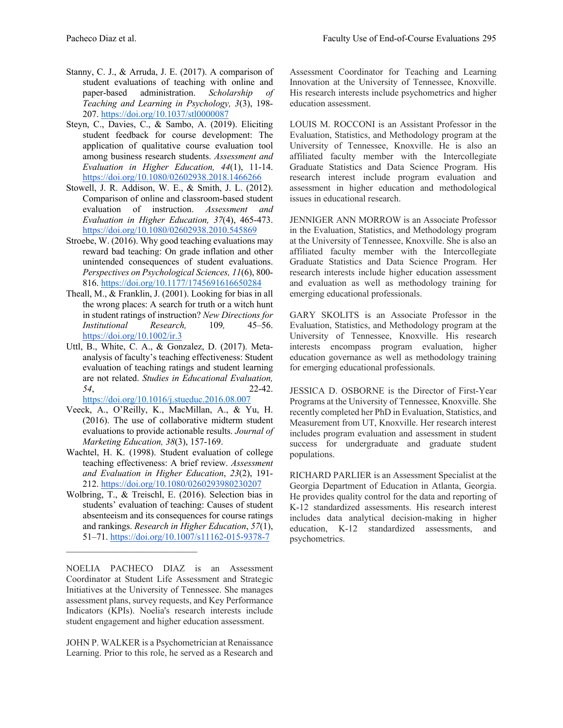Stanny, C. J., & Arruda, J. E. (2017). A comparison of student evaluations of teaching with online and paper-based administration. *Scholarship of Teaching and Learning in Psychology, 3*(3), 198-207. https://doi.org/10.1037/stl0000087

Steyn, C., Davies, C., & Sambo, A. (2019). Eliciting student feedback for course development: The application of qualitative course evaluation tool among business research students. *Assessment and Evaluation in Higher Education, 44*(1), 11-14. https://doi.org/10.1080/02602938.2018.1466266

Stowell, J. R. Addison, W. E., & Smith, J. L. (2012). Comparison of online and classroom-based student evaluation of instruction. *Assessment and Evaluation in Higher Education, 37*(4), 465-473. https://doi.org/10.1080/02602938.2010.545869

Stroebe, W. (2016). Why good teaching evaluations may reward bad teaching: On grade inflation and other unintended consequences of student evaluations. *Perspectives on Psychological Sciences, 11*(6), 800-816. https://doi.org/10.1177/1745691616650284

Theall, M., & Franklin, J. (2001). Looking for bias in all the wrong places: A search for truth or a witch hunt in student ratings of instruction? *New Directions for Institutional Research,* 109*,* 45–56. https://doi.org/10.1002/ir.3

Uttl, B., White, C. A., & Gonzalez, D. (2017). Meta-analysis of faculty's teaching effectiveness: Student evaluation of teaching ratings and student learning are not related. *Studies in Educational Evaluation, 54*, 22-42. https://doi.org/10.1016/j.stueduc.2016.08.007

Veeck, A., O'Reilly, K., MacMillan, A., & Yu, H. (2016). The use of collaborative midterm student evaluations to provide actionable results. *Journal of Marketing Education, 38*(3), 157-169.

Wachtel, H. K. (1998). Student evaluation of college teaching effectiveness: A brief review. *Assessment and Evaluation in Higher Education*, *23*(2), 191-212. https://doi.org/10.1080/0260293980230207

Wolbring, T., & Treischl, E. (2016). Selection bias in students' evaluation of teaching: Causes of student absenteeism and its consequences for course ratings and rankings. *Research in Higher Education*, *57*(1), 51–71. https://doi.org/10.1007/s11162-015-9378-7

---

NOELIA PACHECO DIAZ is an Assessment Coordinator at Student Life Assessment and Strategic Initiatives at the University of Tennessee. She manages assessment plans, survey requests, and Key Performance Indicators (KPIs). Noelia's research interests include student engagement and higher education assessment.

JOHN P. WALKER is a Psychometrician at Renaissance Learning. Prior to this role, he served as a Research and Assessment Coordinator for Teaching and Learning Innovation at the University of Tennessee, Knoxville. His research interests include psychometrics and higher education assessment.

LOUIS M. ROCCONI is an Assistant Professor in the Evaluation, Statistics, and Methodology program at the University of Tennessee, Knoxville. He is also an affiliated faculty member with the Intercollegiate Graduate Statistics and Data Science Program. His research interest include program evaluation and assessment in higher education and methodological issues in educational research.

JENNIGER ANN MORROW is an Associate Professor in the Evaluation, Statistics, and Methodology program at the University of Tennessee, Knoxville. She is also an affiliated faculty member with the Intercollegiate Graduate Statistics and Data Science Program. Her research interests include higher education assessment and evaluation as well as methodology training for emerging educational professionals.

GARY SKOLITS is an Associate Professor in the Evaluation, Statistics, and Methodology program at the University of Tennessee, Knoxville. His research interests encompass program evaluation, higher education governance as well as methodology training for emerging educational professionals.

JESSICA D. OSBORNE is the Director of First-Year Programs at the University of Tennessee, Knoxville. She recently completed her PhD in Evaluation, Statistics, and Measurement from UT, Knoxville. Her research interest includes program evaluation and assessment in student success for undergraduate and graduate student populations.

RICHARD PARLIER is an Assessment Specialist at the Georgia Department of Education in Atlanta, Georgia. He provides quality control for the data and reporting of K-12 standardized assessments. His research interest includes data analytical decision-making in higher education, K-12 standardized assessments, and psychometrics.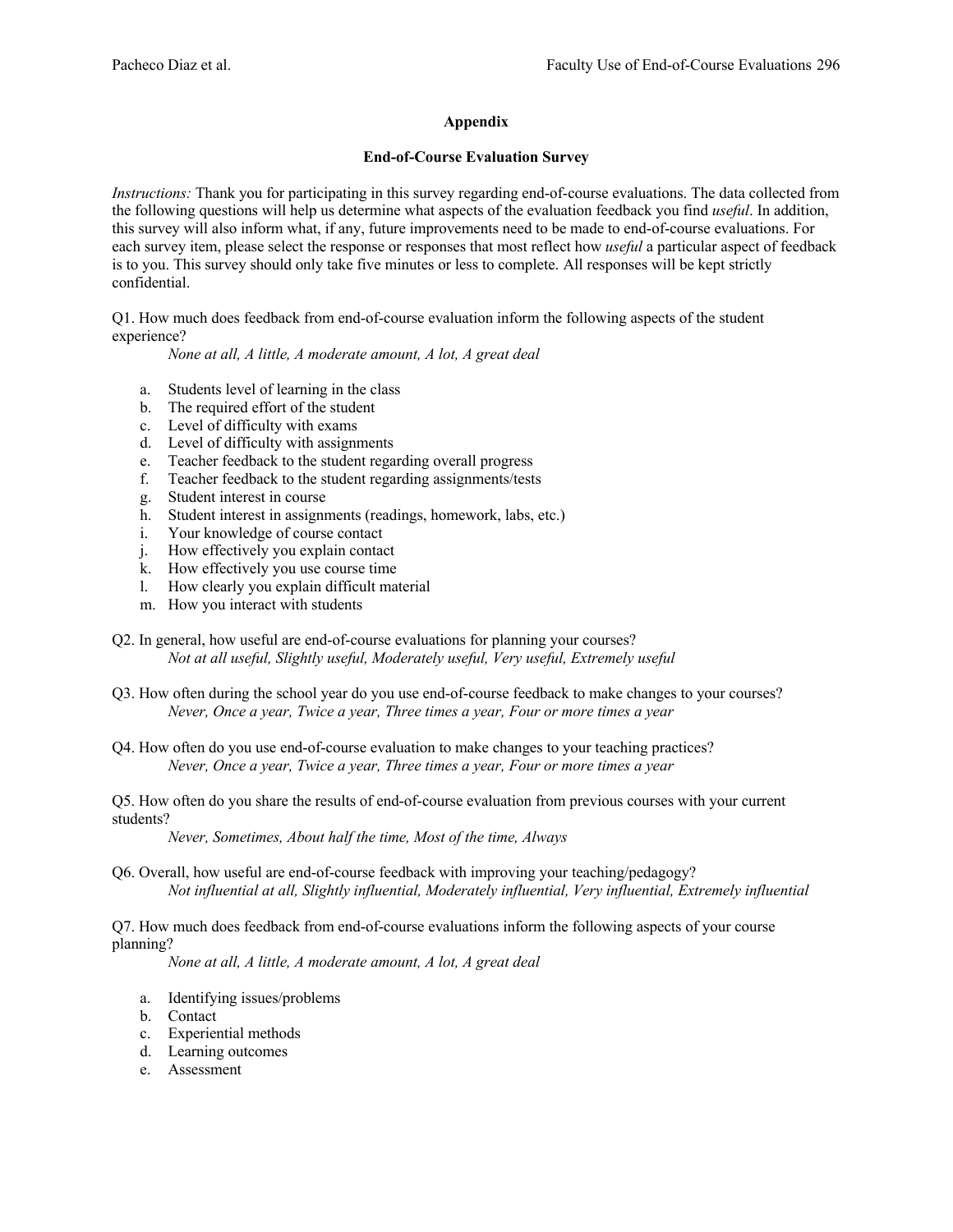## Appendix

### End-of-Course Evaluation Survey

*Instructions:* Thank you for participating in this survey regarding end-of-course evaluations. The data collected from the following questions will help us determine what aspects of the evaluation feedback you find *useful*. In addition, this survey will also inform what, if any, future improvements need to be made to end-of-course evaluations. For each survey item, please select the response or responses that most reflect how *useful* a particular aspect of feedback is to you. This survey should only take five minutes or less to complete. All responses will be kept strictly confidential.

Q1. How much does feedback from end-of-course evaluation inform the following aspects of the student experience?

*None at all, A little, A moderate amount, A lot, A great deal*

a. Students level of learning in the class
b. The required effort of the student
c. Level of difficulty with exams
d. Level of difficulty with assignments
e. Teacher feedback to the student regarding overall progress
f. Teacher feedback to the student regarding assignments/tests
g. Student interest in course
h. Student interest in assignments (readings, homework, labs, etc.)
i. Your knowledge of course contact
j. How effectively you explain contact
k. How effectively you use course time
l. How clearly you explain difficult material
m. How you interact with students

Q2. In general, how useful are end-of-course evaluations for planning your courses?

*Not at all useful, Slightly useful, Moderately useful, Very useful, Extremely useful*

Q3. How often during the school year do you use end-of-course feedback to make changes to your courses?

*Never, Once a year, Twice a year, Three times a year, Four or more times a year*

Q4. How often do you use end-of-course evaluation to make changes to your teaching practices?

*Never, Once a year, Twice a year, Three times a year, Four or more times a year*

Q5. How often do you share the results of end-of-course evaluation from previous courses with your current students?

*Never, Sometimes, About half the time, Most of the time, Always*

Q6. Overall, how useful are end-of-course feedback with improving your teaching/pedagogy?

*Not influential at all, Slightly influential, Moderately influential, Very influential, Extremely influential*

Q7. How much does feedback from end-of-course evaluations inform the following aspects of your course planning?

*None at all, A little, A moderate amount, A lot, A great deal*

a. Identifying issues/problems
b. Contact
c. Experiential methods
d. Learning outcomes
e. Assessment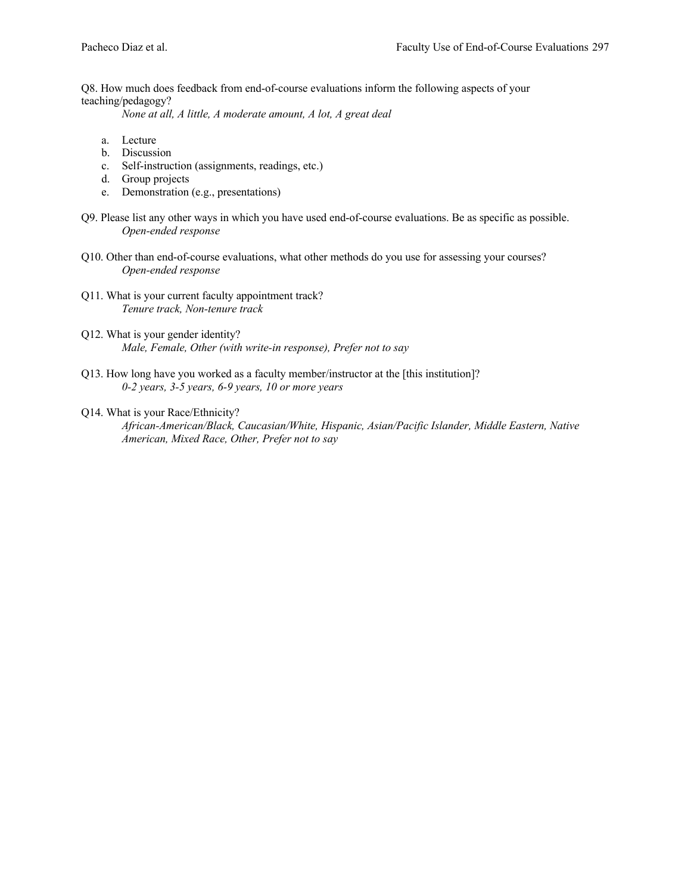Q8. How much does feedback from end-of-course evaluations inform the following aspects of your teaching/pedagogy?

*None at all, A little, A moderate amount, A lot, A great deal*

a. Lecture
b. Discussion
c. Self-instruction (assignments, readings, etc.)
d. Group projects
e. Demonstration (e.g., presentations)

Q9. Please list any other ways in which you have used end-of-course evaluations. Be as specific as possible.

*Open-ended response*

Q10. Other than end-of-course evaluations, what other methods do you use for assessing your courses?

*Open-ended response*

Q11. What is your current faculty appointment track?

*Tenure track, Non-tenure track*

Q12. What is your gender identity?

*Male, Female, Other (with write-in response), Prefer not to say*

Q13. How long have you worked as a faculty member/instructor at the [this institution]?

*0-2 years, 3-5 years, 6-9 years, 10 or more years*

Q14. What is your Race/Ethnicity?

*African-American/Black, Caucasian/White, Hispanic, Asian/Pacific Islander, Middle Eastern, Native American, Mixed Race, Other, Prefer not to say*